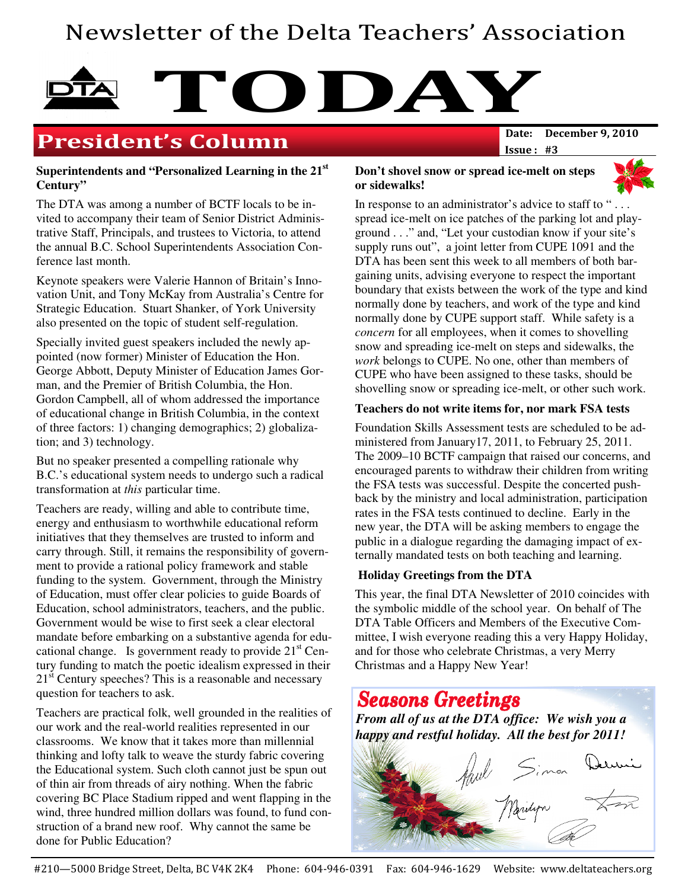# Newsletter of the Delta Teachers' Association

# TODAY

## President's Column

Date: December 9, 2010
Issue: #3

### Superintendents and "Personalized Learning in the 21st Century"

The DTA was among a number of BCTF locals to be invited to accompany their team of Senior District Administrative Staff, Principals, and trustees to Victoria, to attend the annual B.C. School Superintendents Association Conference last month.

Keynote speakers were Valerie Hannon of Britain's Innovation Unit, and Tony McKay from Australia's Centre for Strategic Education. Stuart Shanker, of York University also presented on the topic of student self-regulation.

Specially invited guest speakers included the newly appointed (now former) Minister of Education the Hon. George Abbott, Deputy Minister of Education James Gorman, and the Premier of British Columbia, the Hon. Gordon Campbell, all of whom addressed the importance of educational change in British Columbia, in the context of three factors: 1) changing demographics; 2) globalization; and 3) technology.

But no speaker presented a compelling rationale why B.C.'s educational system needs to undergo such a radical transformation at *this* particular time.

Teachers are ready, willing and able to contribute time, energy and enthusiasm to worthwhile educational reform initiatives that they themselves are trusted to inform and carry through. Still, it remains the responsibility of government to provide a rational policy framework and stable funding to the system. Government, through the Ministry of Education, must offer clear policies to guide Boards of Education, school administrators, teachers, and the public. Government would be wise to first seek a clear electoral mandate before embarking on a substantive agenda for educational change. Is government ready to provide 21st Century funding to match the poetic idealism expressed in their 21st Century speeches? This is a reasonable and necessary question for teachers to ask.

Teachers are practical folk, well grounded in the realities of our work and the real-world realities represented in our classrooms. We know that it takes more than millennial thinking and lofty talk to weave the sturdy fabric covering the Educational system. Such cloth cannot just be spun out of thin air from threads of airy nothing. When the fabric covering BC Place Stadium ripped and went flapping in the wind, three hundred million dollars was found, to fund construction of a brand new roof. Why cannot the same be done for Public Education?

### Don't shovel snow or spread ice-melt on steps or sidewalks!

In response to an administrator's advice to staff to ". . . spread ice-melt on ice patches of the parking lot and playground . . ." and, "Let your custodian know if your site's supply runs out", a joint letter from CUPE 1091 and the DTA has been sent this week to all members of both bargaining units, advising everyone to respect the important boundary that exists between the work of the type and kind normally done by teachers, and work of the type and kind normally done by CUPE support staff. While safety is a *concern* for all employees, when it comes to shovelling snow and spreading ice-melt on steps and sidewalks, the *work* belongs to CUPE. No one, other than members of CUPE who have been assigned to these tasks, should be shovelling snow or spreading ice-melt, or other such work.

### Teachers do not write items for, nor mark FSA tests

Foundation Skills Assessment tests are scheduled to be administered from January17, 2011, to February 25, 2011. The 2009–10 BCTF campaign that raised our concerns, and encouraged parents to withdraw their children from writing the FSA tests was successful. Despite the concerted push-back by the ministry and local administration, participation rates in the FSA tests continued to decline. Early in the new year, the DTA will be asking members to engage the public in a dialogue regarding the damaging impact of externally mandated tests on both teaching and learning.

### Holiday Greetings from the DTA

This year, the final DTA Newsletter of 2010 coincides with the symbolic middle of the school year. On behalf of The DTA Table Officers and Members of the Executive Committee, I wish everyone reading this a very Happy Holiday, and for those who celebrate Christmas, a very Merry Christmas and a Happy New Year!

**Seasons Greetings**

***From all of us at the DTA office: We wish you a happy and restful holiday. All the best for 2011!***

Paul Simon Debbie Marilyn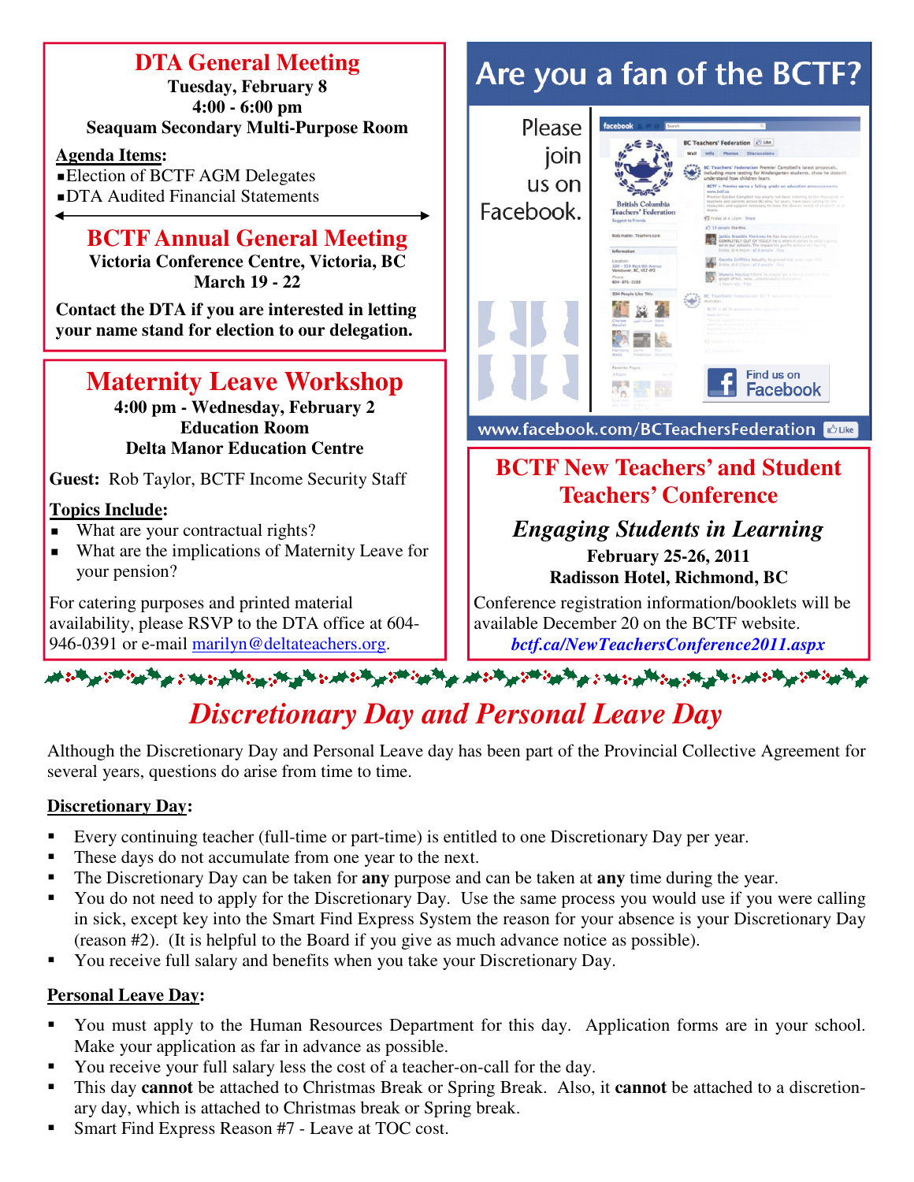## DTA General Meeting

**Tuesday, February 8**
**4:00 - 6:00 pm**
**Seaquam Secondary Multi-Purpose Room**

**Agenda Items:**

- Election of BCTF AGM Delegates
- DTA Audited Financial Statements

## BCTF Annual General Meeting

**Victoria Conference Centre, Victoria, BC**
**March 19 - 22**

**Contact the DTA if you are interested in letting your name stand for election to our delegation.**

## Maternity Leave Workshop

**4:00 pm - Wednesday, February 2**
**Education Room**
**Delta Manor Education Centre**

**Guest:** Rob Taylor, BCTF Income Security Staff

**Topics Include:**

- What are your contractual rights?
- What are the implications of Maternity Leave for your pension?

For catering purposes and printed material availability, please RSVP to the DTA office at 604-946-0391 or e-mail marilyn@deltateachers.org.

## Are you a fan of the BCTF?

Please join us on Facebook.

Find us on Facebook

www.facebook.com/BCTeachersFederation

## BCTF New Teachers' and Student Teachers' Conference

### *Engaging Students in Learning*

**February 25-26, 2011**
**Radisson Hotel, Richmond, BC**

Conference registration information/booklets will be available December 20 on the BCTF website.
***bctf.ca/NewTeachersConference2011.aspx***

# *Discretionary Day and Personal Leave Day*

Although the Discretionary Day and Personal Leave day has been part of the Provincial Collective Agreement for several years, questions do arise from time to time.

**Discretionary Day:**

- Every continuing teacher (full-time or part-time) is entitled to one Discretionary Day per year.
- These days do not accumulate from one year to the next.
- The Discretionary Day can be taken for **any** purpose and can be taken at **any** time during the year.
- You do not need to apply for the Discretionary Day. Use the same process you would use if you were calling in sick, except key into the Smart Find Express System the reason for your absence is your Discretionary Day (reason #2). (It is helpful to the Board if you give as much advance notice as possible).
- You receive full salary and benefits when you take your Discretionary Day.

**Personal Leave Day:**

- You must apply to the Human Resources Department for this day. Application forms are in your school. Make your application as far in advance as possible.
- You receive your full salary less the cost of a teacher-on-call for the day.
- This day **cannot** be attached to Christmas Break or Spring Break. Also, it **cannot** be attached to a discretionary day, which is attached to Christmas break or Spring break.
- Smart Find Express Reason #7 - Leave at TOC cost.